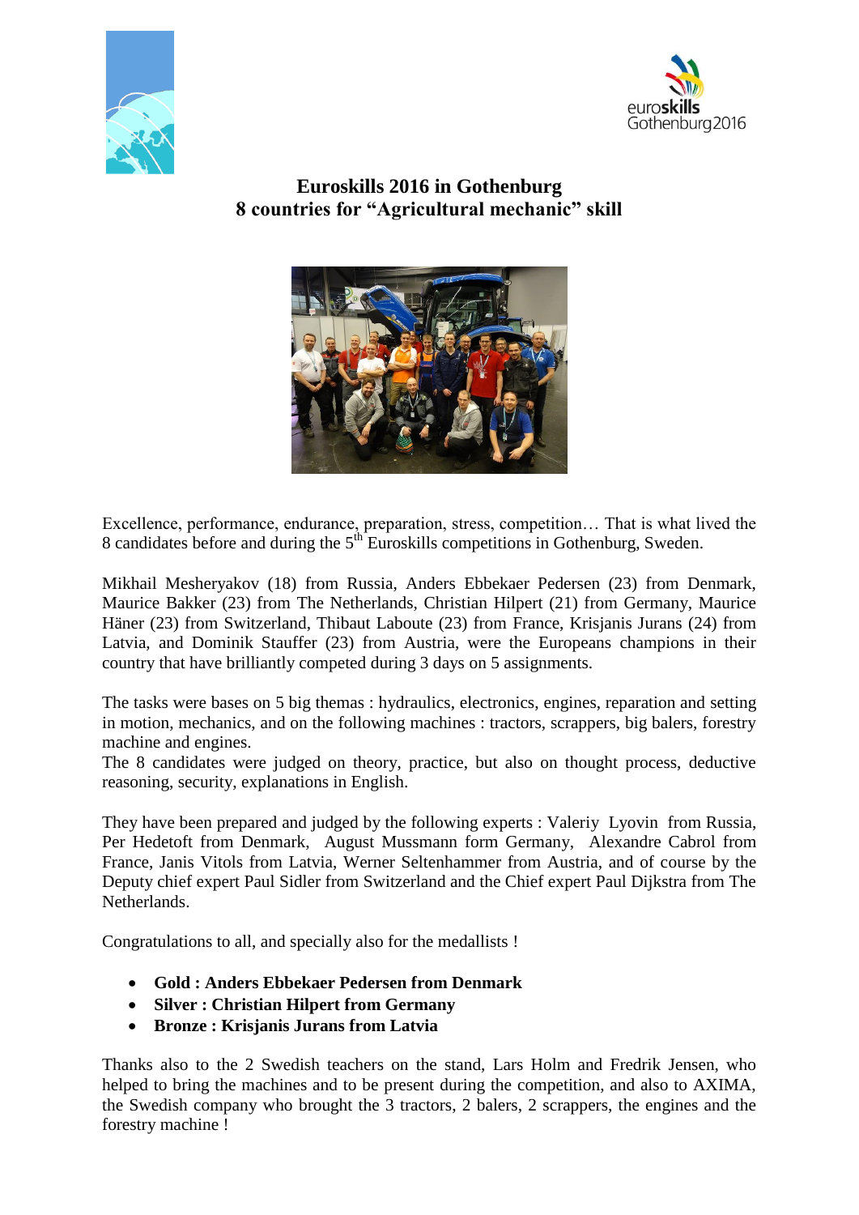# Euroskills 2016 in Gothenburg
## 8 countries for "Agricultural mechanic" skill

Excellence, performance, endurance, preparation, stress, competition… That is what lived the 8 candidates before and during the 5th Euroskills competitions in Gothenburg, Sweden.

Mikhail Mesheryakov (18) from Russia, Anders Ebbekaer Pedersen (23) from Denmark, Maurice Bakker (23) from The Netherlands, Christian Hilpert (21) from Germany, Maurice Häner (23) from Switzerland, Thibaut Laboute (23) from France, Krisjanis Jurans (24) from Latvia, and Dominik Stauffer (23) from Austria, were the Europeans champions in their country that have brilliantly competed during 3 days on 5 assignments.

The tasks were bases on 5 big themas : hydraulics, electronics, engines, reparation and setting in motion, mechanics, and on the following machines : tractors, scrappers, big balers, forestry machine and engines.

The 8 candidates were judged on theory, practice, but also on thought process, deductive reasoning, security, explanations in English.

They have been prepared and judged by the following experts : Valeriy Lyovin from Russia, Per Hedetoft from Denmark, August Mussmann form Germany, Alexandre Cabrol from France, Janis Vitols from Latvia, Werner Seltenhammer from Austria, and of course by the Deputy chief expert Paul Sidler from Switzerland and the Chief expert Paul Dijkstra from The Netherlands.

Congratulations to all, and specially also for the medallists !

- **Gold : Anders Ebbekaer Pedersen from Denmark**
- **Silver : Christian Hilpert from Germany**
- **Bronze : Krisjanis Jurans from Latvia**

Thanks also to the 2 Swedish teachers on the stand, Lars Holm and Fredrik Jensen, who helped to bring the machines and to be present during the competition, and also to AXIMA, the Swedish company who brought the 3 tractors, 2 balers, 2 scrappers, the engines and the forestry machine !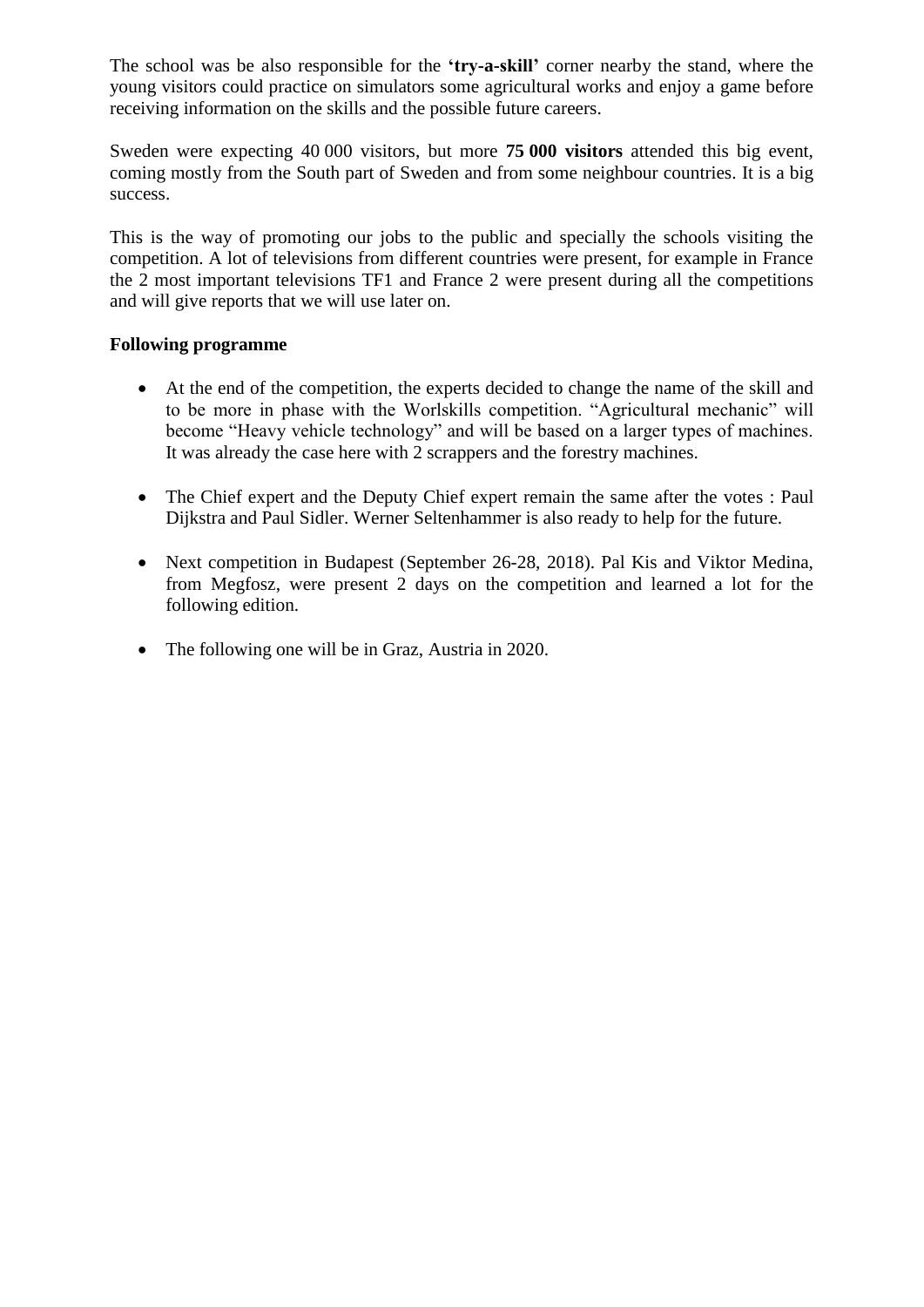The school was be also responsible for the **'try-a-skill'** corner nearby the stand, where the young visitors could practice on simulators some agricultural works and enjoy a game before receiving information on the skills and the possible future careers.

Sweden were expecting 40 000 visitors, but more **75 000 visitors** attended this big event, coming mostly from the South part of Sweden and from some neighbour countries. It is a big success.

This is the way of promoting our jobs to the public and specially the schools visiting the competition. A lot of televisions from different countries were present, for example in France the 2 most important televisions TF1 and France 2 were present during all the competitions and will give reports that we will use later on.

**Following programme**

- At the end of the competition, the experts decided to change the name of the skill and to be more in phase with the Worlskills competition. "Agricultural mechanic" will become "Heavy vehicle technology" and will be based on a larger types of machines. It was already the case here with 2 scrappers and the forestry machines.
- The Chief expert and the Deputy Chief expert remain the same after the votes : Paul Dijkstra and Paul Sidler. Werner Seltenhammer is also ready to help for the future.
- Next competition in Budapest (September 26-28, 2018). Pal Kis and Viktor Medina, from Megfosz, were present 2 days on the competition and learned a lot for the following edition.
- The following one will be in Graz, Austria in 2020.